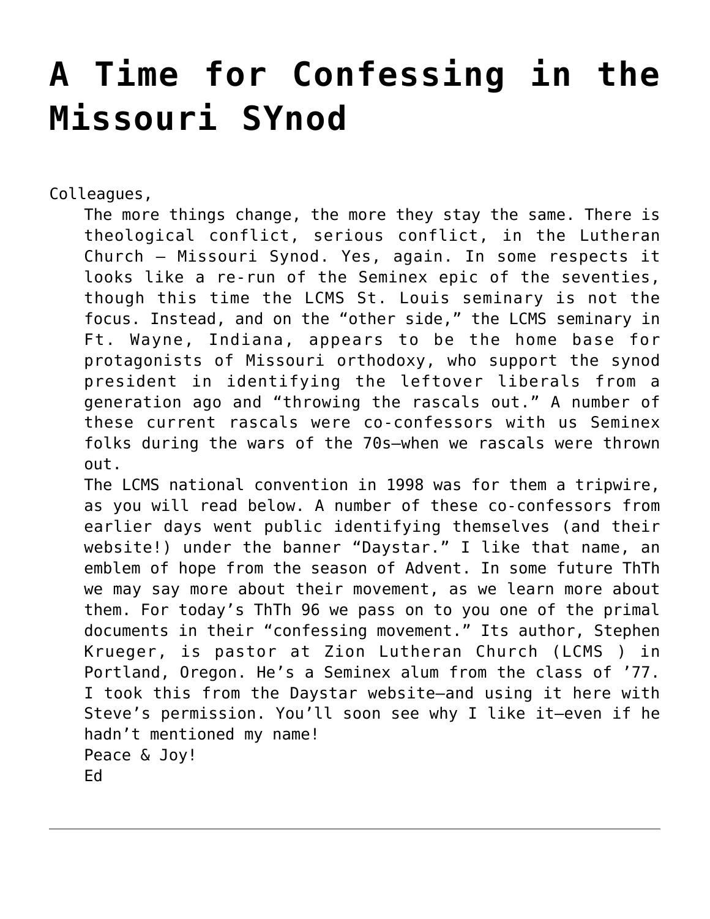# A Time for Confessing in the Missouri SYnod

Colleagues,

The more things change, the more they stay the same. There is theological conflict, serious conflict, in the Lutheran Church — Missouri Synod. Yes, again. In some respects it looks like a re-run of the Seminex epic of the seventies, though this time the LCMS St. Louis seminary is not the focus. Instead, and on the "other side," the LCMS seminary in Ft. Wayne, Indiana, appears to be the home base for protagonists of Missouri orthodoxy, who support the synod president in identifying the leftover liberals from a generation ago and "throwing the rascals out." A number of these current rascals were co-confessors with us Seminex folks during the wars of the 70s—when we rascals were thrown out.

The LCMS national convention in 1998 was for them a tripwire, as you will read below. A number of these co-confessors from earlier days went public identifying themselves (and their website!) under the banner "Daystar." I like that name, an emblem of hope from the season of Advent. In some future ThTh we may say more about their movement, as we learn more about them. For today's ThTh 96 we pass on to you one of the primal documents in their "confessing movement." Its author, Stephen Krueger, is pastor at Zion Lutheran Church (LCMS ) in Portland, Oregon. He's a Seminex alum from the class of '77. I took this from the Daystar website—and using it here with Steve's permission. You'll soon see why I like it—even if he hadn't mentioned my name!

Peace & Joy!

Ed

---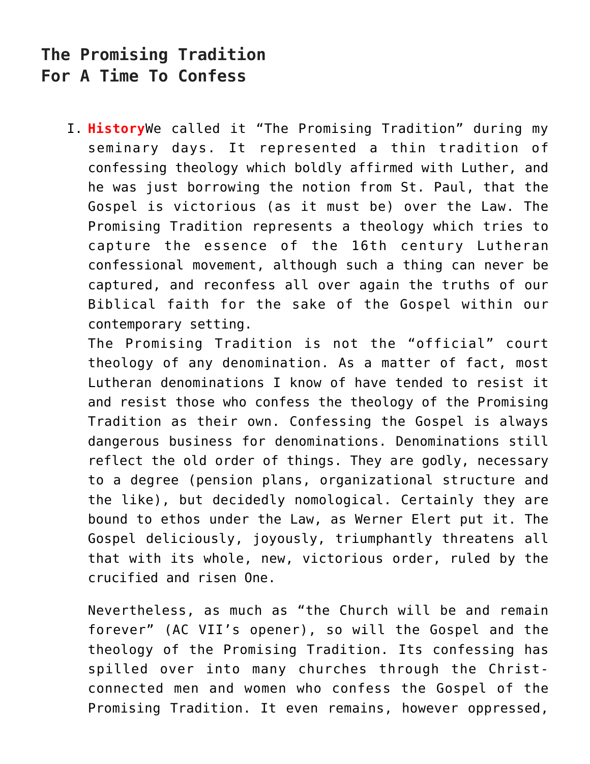## The Promising Tradition
## For A Time To Confess

I. **History**We called it "The Promising Tradition" during my seminary days. It represented a thin tradition of confessing theology which boldly affirmed with Luther, and he was just borrowing the notion from St. Paul, that the Gospel is victorious (as it must be) over the Law. The Promising Tradition represents a theology which tries to capture the essence of the 16th century Lutheran confessional movement, although such a thing can never be captured, and reconfess all over again the truths of our Biblical faith for the sake of the Gospel within our contemporary setting.

   The Promising Tradition is not the "official" court theology of any denomination. As a matter of fact, most Lutheran denominations I know of have tended to resist it and resist those who confess the theology of the Promising Tradition as their own. Confessing the Gospel is always dangerous business for denominations. Denominations still reflect the old order of things. They are godly, necessary to a degree (pension plans, organizational structure and the like), but decidedly nomological. Certainly they are bound to ethos under the Law, as Werner Elert put it. The Gospel deliciously, joyously, triumphantly threatens all that with its whole, new, victorious order, ruled by the crucified and risen One.

   Nevertheless, as much as "the Church will be and remain forever" (AC VII's opener), so will the Gospel and the theology of the Promising Tradition. Its confessing has spilled over into many churches through the Christ-connected men and women who confess the Gospel of the Promising Tradition. It even remains, however oppressed,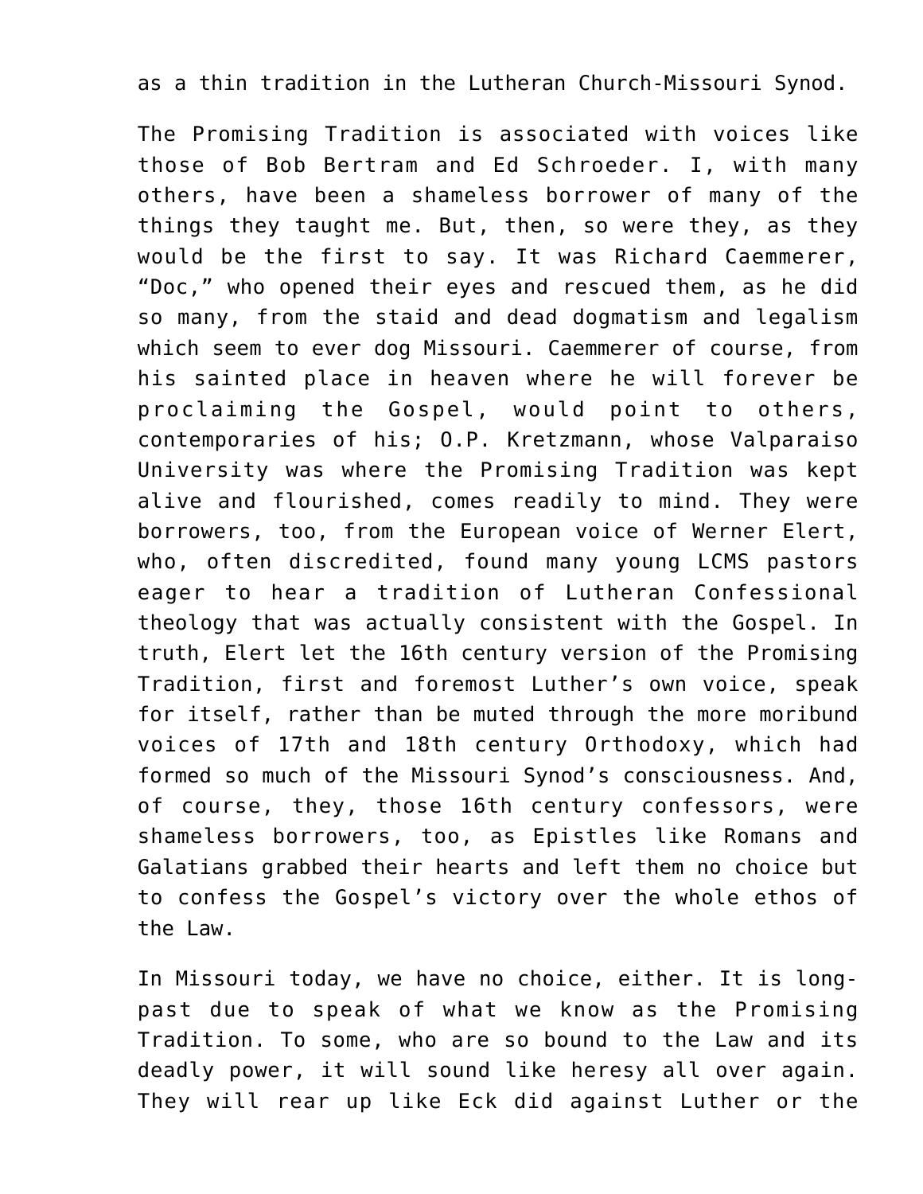as a thin tradition in the Lutheran Church-Missouri Synod.

The Promising Tradition is associated with voices like those of Bob Bertram and Ed Schroeder. I, with many others, have been a shameless borrower of many of the things they taught me. But, then, so were they, as they would be the first to say. It was Richard Caemmerer, "Doc," who opened their eyes and rescued them, as he did so many, from the staid and dead dogmatism and legalism which seem to ever dog Missouri. Caemmerer of course, from his sainted place in heaven where he will forever be proclaiming the Gospel, would point to others, contemporaries of his; O.P. Kretzmann, whose Valparaiso University was where the Promising Tradition was kept alive and flourished, comes readily to mind. They were borrowers, too, from the European voice of Werner Elert, who, often discredited, found many young LCMS pastors eager to hear a tradition of Lutheran Confessional theology that was actually consistent with the Gospel. In truth, Elert let the 16th century version of the Promising Tradition, first and foremost Luther's own voice, speak for itself, rather than be muted through the more moribund voices of 17th and 18th century Orthodoxy, which had formed so much of the Missouri Synod's consciousness. And, of course, they, those 16th century confessors, were shameless borrowers, too, as Epistles like Romans and Galatians grabbed their hearts and left them no choice but to confess the Gospel's victory over the whole ethos of the Law.

In Missouri today, we have no choice, either. It is long-past due to speak of what we know as the Promising Tradition. To some, who are so bound to the Law and its deadly power, it will sound like heresy all over again. They will rear up like Eck did against Luther or the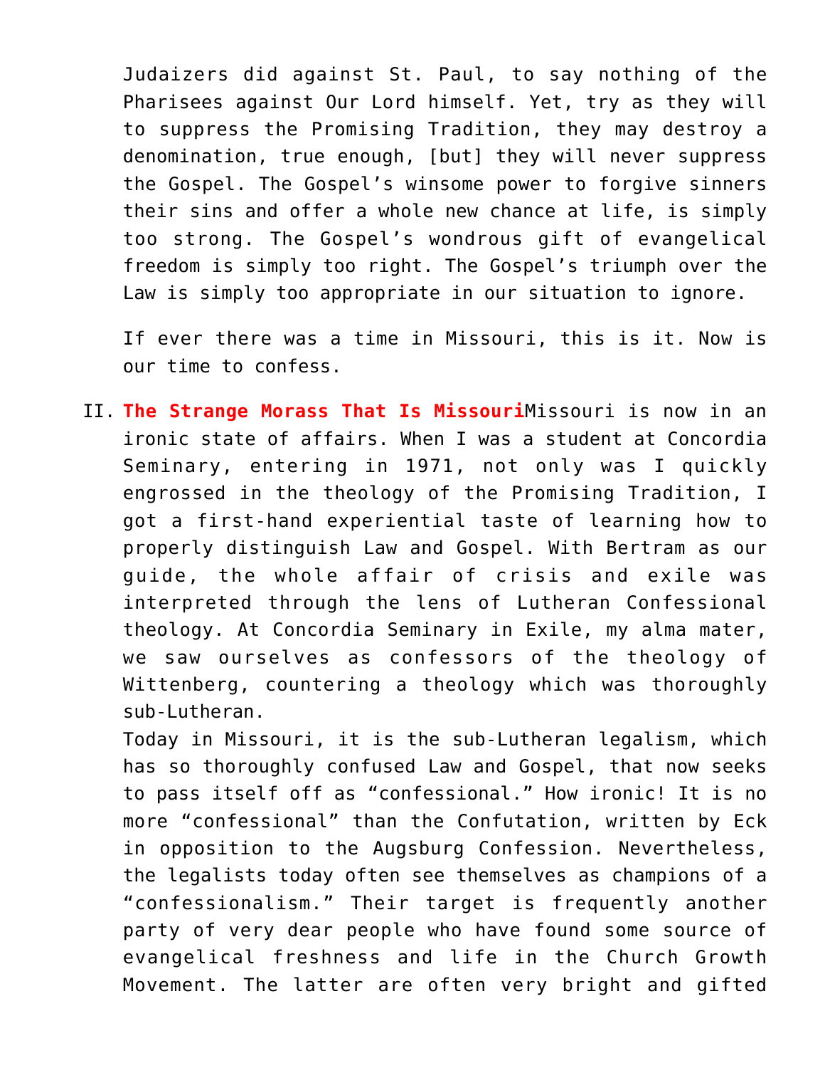Judaizers did against St. Paul, to say nothing of the Pharisees against Our Lord himself. Yet, try as they will to suppress the Promising Tradition, they may destroy a denomination, true enough, [but] they will never suppress the Gospel. The Gospel's winsome power to forgive sinners their sins and offer a whole new chance at life, is simply too strong. The Gospel's wondrous gift of evangelical freedom is simply too right. The Gospel's triumph over the Law is simply too appropriate in our situation to ignore.

If ever there was a time in Missouri, this is it. Now is our time to confess.

II. **The Strange Morass That Is Missouri**

Missouri is now in an ironic state of affairs. When I was a student at Concordia Seminary, entering in 1971, not only was I quickly engrossed in the theology of the Promising Tradition, I got a first-hand experiential taste of learning how to properly distinguish Law and Gospel. With Bertram as our guide, the whole affair of crisis and exile was interpreted through the lens of Lutheran Confessional theology. At Concordia Seminary in Exile, my alma mater, we saw ourselves as confessors of the theology of Wittenberg, countering a theology which was thoroughly sub-Lutheran.

Today in Missouri, it is the sub-Lutheran legalism, which has so thoroughly confused Law and Gospel, that now seeks to pass itself off as "confessional." How ironic! It is no more "confessional" than the Confutation, written by Eck in opposition to the Augsburg Confession. Nevertheless, the legalists today often see themselves as champions of a "confessionalism." Their target is frequently another party of very dear people who have found some source of evangelical freshness and life in the Church Growth Movement. The latter are often very bright and gifted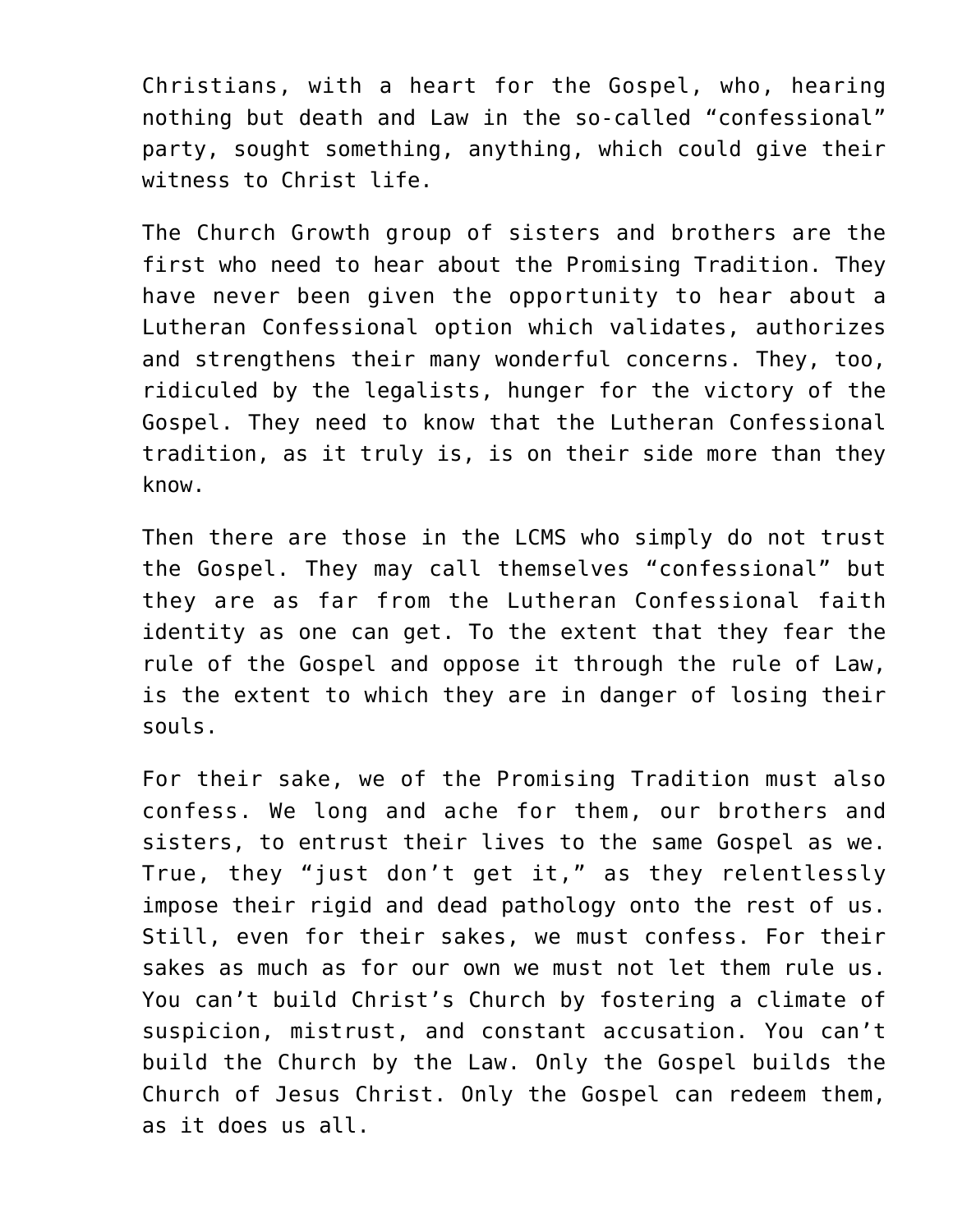Christians, with a heart for the Gospel, who, hearing nothing but death and Law in the so-called "confessional" party, sought something, anything, which could give their witness to Christ life.

The Church Growth group of sisters and brothers are the first who need to hear about the Promising Tradition. They have never been given the opportunity to hear about a Lutheran Confessional option which validates, authorizes and strengthens their many wonderful concerns. They, too, ridiculed by the legalists, hunger for the victory of the Gospel. They need to know that the Lutheran Confessional tradition, as it truly is, is on their side more than they know.

Then there are those in the LCMS who simply do not trust the Gospel. They may call themselves "confessional" but they are as far from the Lutheran Confessional faith identity as one can get. To the extent that they fear the rule of the Gospel and oppose it through the rule of Law, is the extent to which they are in danger of losing their souls.

For their sake, we of the Promising Tradition must also confess. We long and ache for them, our brothers and sisters, to entrust their lives to the same Gospel as we. True, they "just don't get it," as they relentlessly impose their rigid and dead pathology onto the rest of us. Still, even for their sakes, we must confess. For their sakes as much as for our own we must not let them rule us. You can't build Christ's Church by fostering a climate of suspicion, mistrust, and constant accusation. You can't build the Church by the Law. Only the Gospel builds the Church of Jesus Christ. Only the Gospel can redeem them, as it does us all.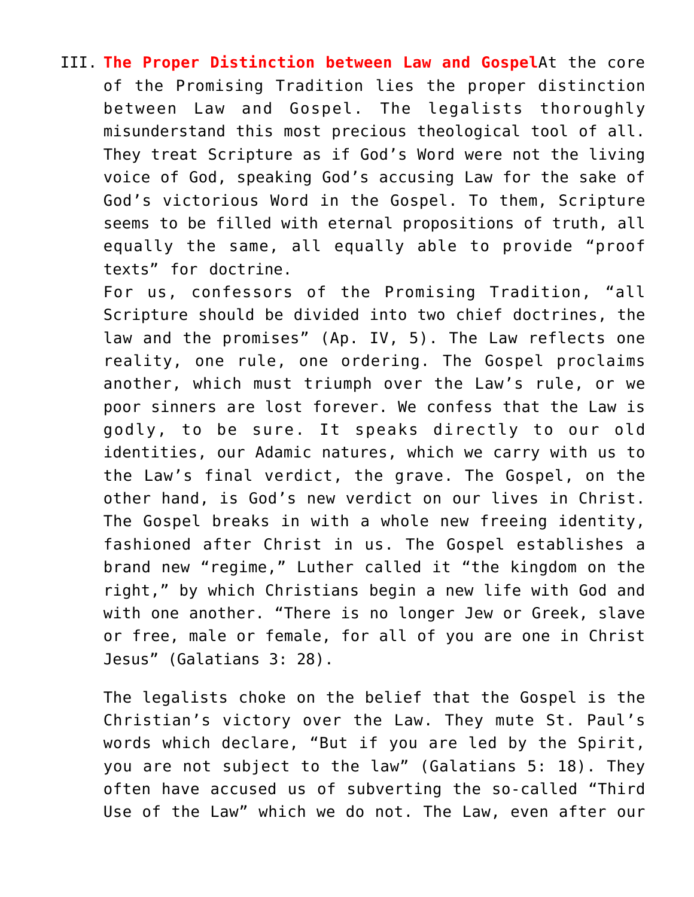III. **The Proper Distinction between Law and Gospel**At the core of the Promising Tradition lies the proper distinction between Law and Gospel. The legalists thoroughly misunderstand this most precious theological tool of all. They treat Scripture as if God's Word were not the living voice of God, speaking God's accusing Law for the sake of God's victorious Word in the Gospel. To them, Scripture seems to be filled with eternal propositions of truth, all equally the same, all equally able to provide "proof texts" for doctrine.

For us, confessors of the Promising Tradition, "all Scripture should be divided into two chief doctrines, the law and the promises" (Ap. IV, 5). The Law reflects one reality, one rule, one ordering. The Gospel proclaims another, which must triumph over the Law's rule, or we poor sinners are lost forever. We confess that the Law is godly, to be sure. It speaks directly to our old identities, our Adamic natures, which we carry with us to the Law's final verdict, the grave. The Gospel, on the other hand, is God's new verdict on our lives in Christ. The Gospel breaks in with a whole new freeing identity, fashioned after Christ in us. The Gospel establishes a brand new "regime," Luther called it "the kingdom on the right," by which Christians begin a new life with God and with one another. "There is no longer Jew or Greek, slave or free, male or female, for all of you are one in Christ Jesus" (Galatians 3: 28).

The legalists choke on the belief that the Gospel is the Christian's victory over the Law. They mute St. Paul's words which declare, "But if you are led by the Spirit, you are not subject to the law" (Galatians 5: 18). They often have accused us of subverting the so-called "Third Use of the Law" which we do not. The Law, even after our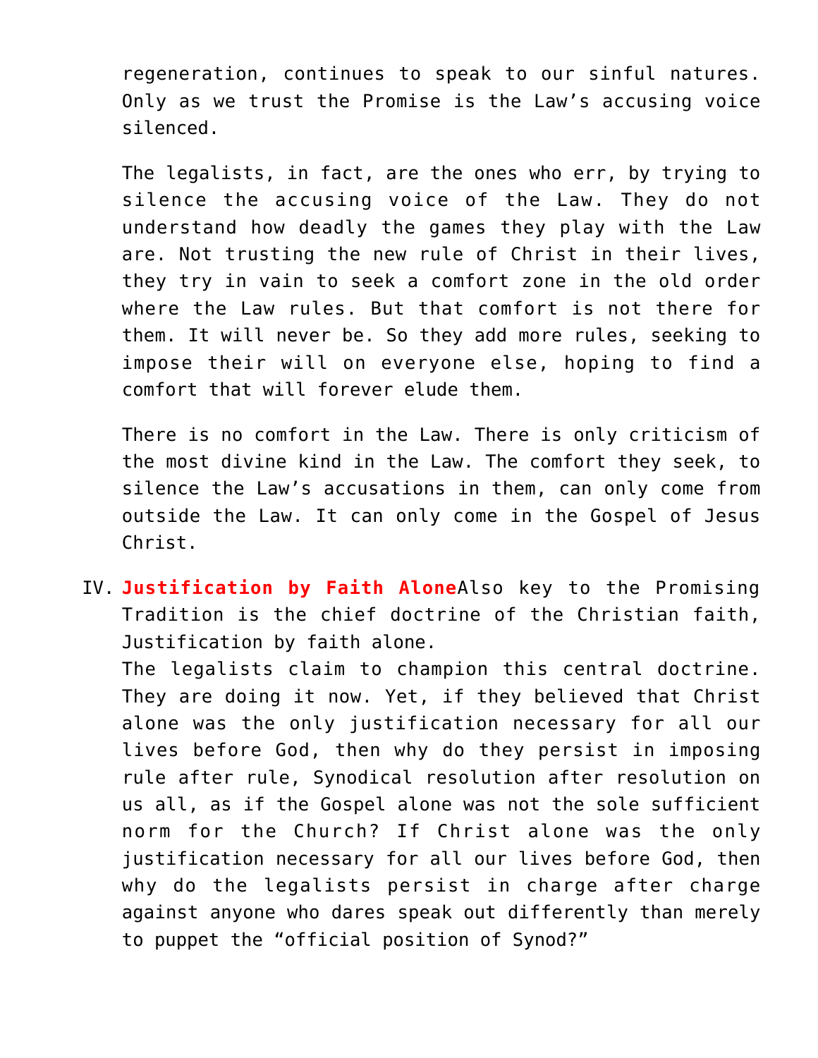regeneration, continues to speak to our sinful natures. Only as we trust the Promise is the Law's accusing voice silenced.

The legalists, in fact, are the ones who err, by trying to silence the accusing voice of the Law. They do not understand how deadly the games they play with the Law are. Not trusting the new rule of Christ in their lives, they try in vain to seek a comfort zone in the old order where the Law rules. But that comfort is not there for them. It will never be. So they add more rules, seeking to impose their will on everyone else, hoping to find a comfort that will forever elude them.

There is no comfort in the Law. There is only criticism of the most divine kind in the Law. The comfort they seek, to silence the Law's accusations in them, can only come from outside the Law. It can only come in the Gospel of Jesus Christ.

IV. **Justification by Faith Alone**Also key to the Promising Tradition is the chief doctrine of the Christian faith, Justification by faith alone.
The legalists claim to champion this central doctrine. They are doing it now. Yet, if they believed that Christ alone was the only justification necessary for all our lives before God, then why do they persist in imposing rule after rule, Synodical resolution after resolution on us all, as if the Gospel alone was not the sole sufficient norm for the Church? If Christ alone was the only justification necessary for all our lives before God, then why do the legalists persist in charge after charge against anyone who dares speak out differently than merely to puppet the "official position of Synod?"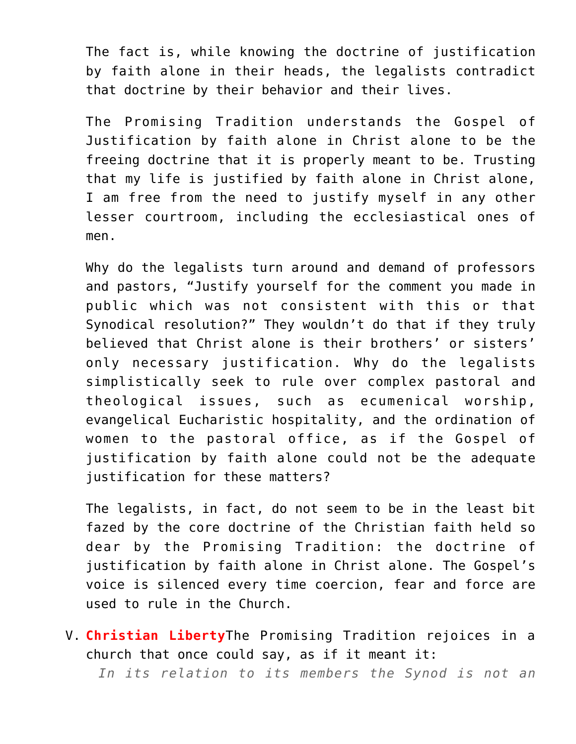The fact is, while knowing the doctrine of justification by faith alone in their heads, the legalists contradict that doctrine by their behavior and their lives.

The Promising Tradition understands the Gospel of Justification by faith alone in Christ alone to be the freeing doctrine that it is properly meant to be. Trusting that my life is justified by faith alone in Christ alone, I am free from the need to justify myself in any other lesser courtroom, including the ecclesiastical ones of men.

Why do the legalists turn around and demand of professors and pastors, "Justify yourself for the comment you made in public which was not consistent with this or that Synodical resolution?" They wouldn't do that if they truly believed that Christ alone is their brothers' or sisters' only necessary justification. Why do the legalists simplistically seek to rule over complex pastoral and theological issues, such as ecumenical worship, evangelical Eucharistic hospitality, and the ordination of women to the pastoral office, as if the Gospel of justification by faith alone could not be the adequate justification for these matters?

The legalists, in fact, do not seem to be in the least bit fazed by the core doctrine of the Christian faith held so dear by the Promising Tradition: the doctrine of justification by faith alone in Christ alone. The Gospel's voice is silenced every time coercion, fear and force are used to rule in the Church.

V. **Christian Liberty**The Promising Tradition rejoices in a church that once could say, as if it meant it:

   *In its relation to its members the Synod is not an*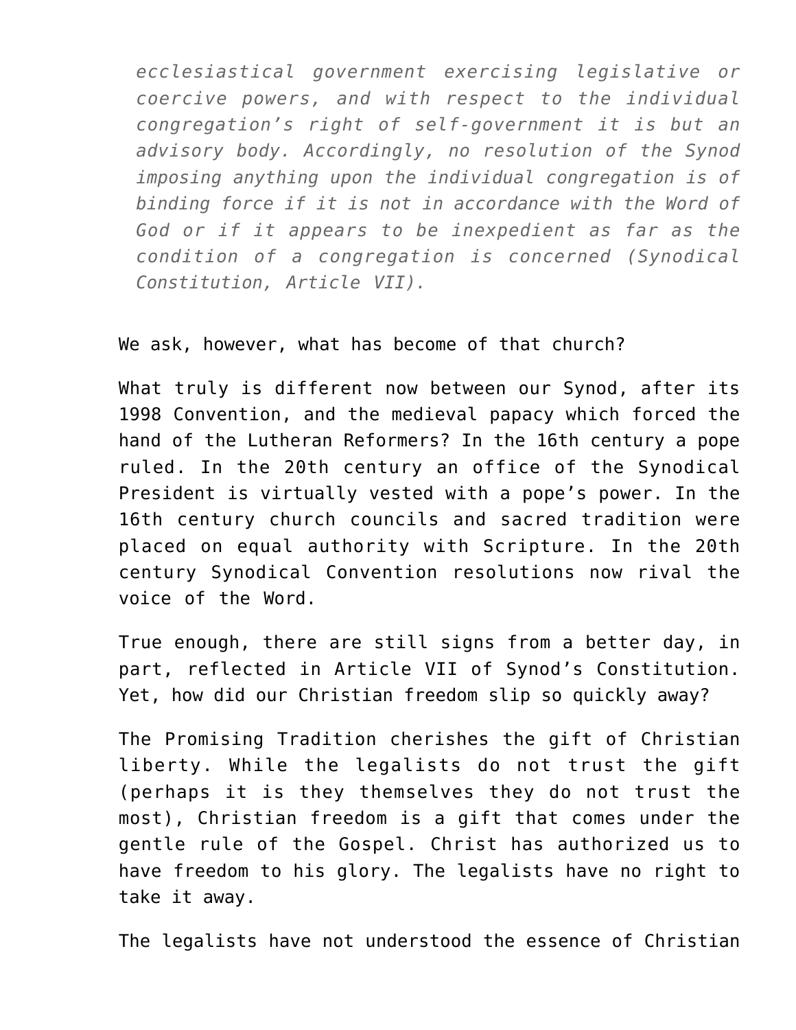> *ecclesiastical government exercising legislative or coercive powers, and with respect to the individual congregation's right of self-government it is but an advisory body. Accordingly, no resolution of the Synod imposing anything upon the individual congregation is of binding force if it is not in accordance with the Word of God or if it appears to be inexpedient as far as the condition of a congregation is concerned (Synodical Constitution, Article VII).*

We ask, however, what has become of that church?

What truly is different now between our Synod, after its 1998 Convention, and the medieval papacy which forced the hand of the Lutheran Reformers? In the 16th century a pope ruled. In the 20th century an office of the Synodical President is virtually vested with a pope's power. In the 16th century church councils and sacred tradition were placed on equal authority with Scripture. In the 20th century Synodical Convention resolutions now rival the voice of the Word.

True enough, there are still signs from a better day, in part, reflected in Article VII of Synod's Constitution. Yet, how did our Christian freedom slip so quickly away?

The Promising Tradition cherishes the gift of Christian liberty. While the legalists do not trust the gift (perhaps it is they themselves they do not trust the most), Christian freedom is a gift that comes under the gentle rule of the Gospel. Christ has authorized us to have freedom to his glory. The legalists have no right to take it away.

The legalists have not understood the essence of Christian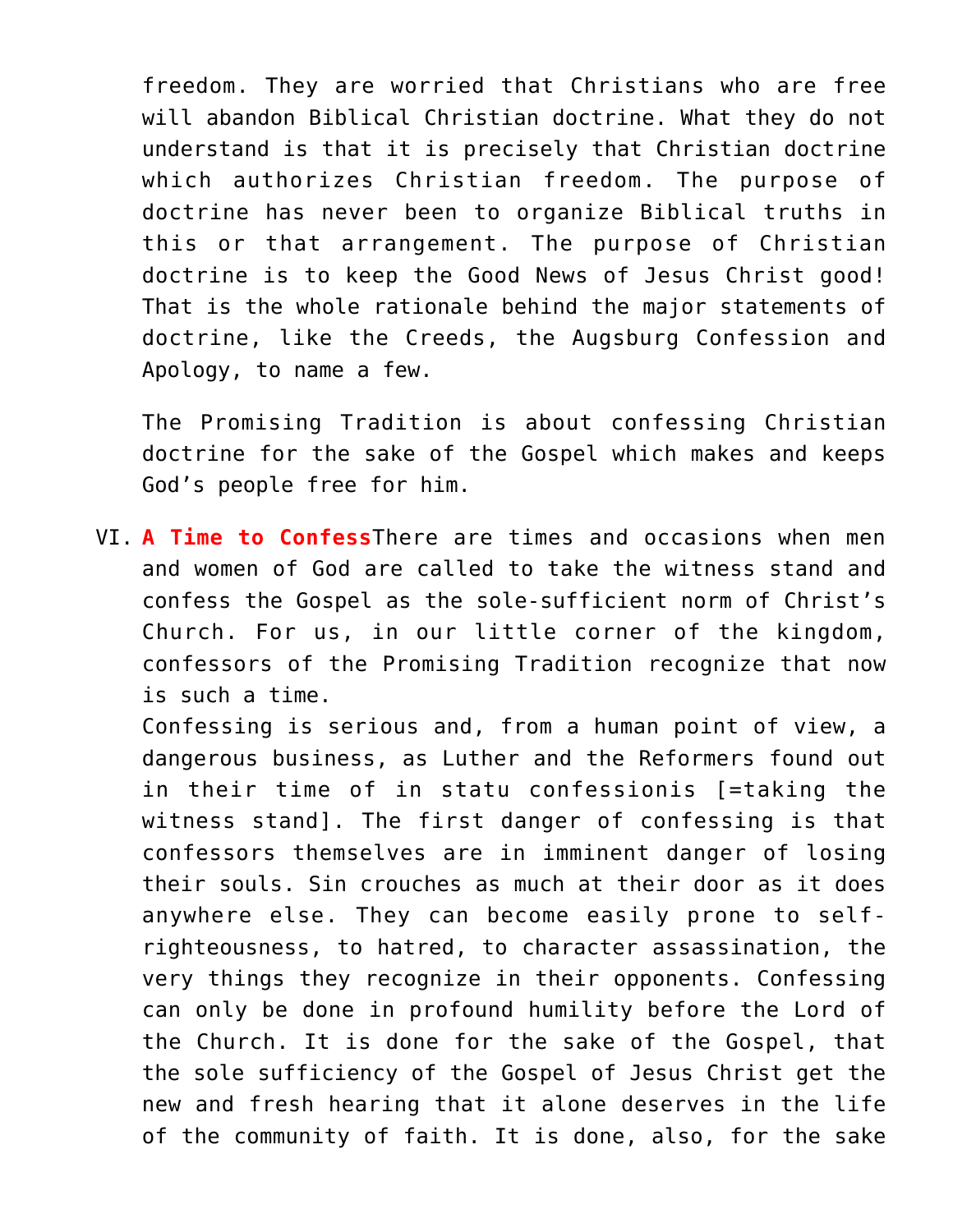freedom. They are worried that Christians who are free will abandon Biblical Christian doctrine. What they do not understand is that it is precisely that Christian doctrine which authorizes Christian freedom. The purpose of doctrine has never been to organize Biblical truths in this or that arrangement. The purpose of Christian doctrine is to keep the Good News of Jesus Christ good! That is the whole rationale behind the major statements of doctrine, like the Creeds, the Augsburg Confession and Apology, to name a few.

The Promising Tradition is about confessing Christian doctrine for the sake of the Gospel which makes and keeps God's people free for him.

VI. **A Time to Confess**There are times and occasions when men and women of God are called to take the witness stand and confess the Gospel as the sole-sufficient norm of Christ's Church. For us, in our little corner of the kingdom, confessors of the Promising Tradition recognize that now is such a time.

Confessing is serious and, from a human point of view, a dangerous business, as Luther and the Reformers found out in their time of in statu confessionis [=taking the witness stand]. The first danger of confessing is that confessors themselves are in imminent danger of losing their souls. Sin crouches as much at their door as it does anywhere else. They can become easily prone to self-righteousness, to hatred, to character assassination, the very things they recognize in their opponents. Confessing can only be done in profound humility before the Lord of the Church. It is done for the sake of the Gospel, that the sole sufficiency of the Gospel of Jesus Christ get the new and fresh hearing that it alone deserves in the life of the community of faith. It is done, also, for the sake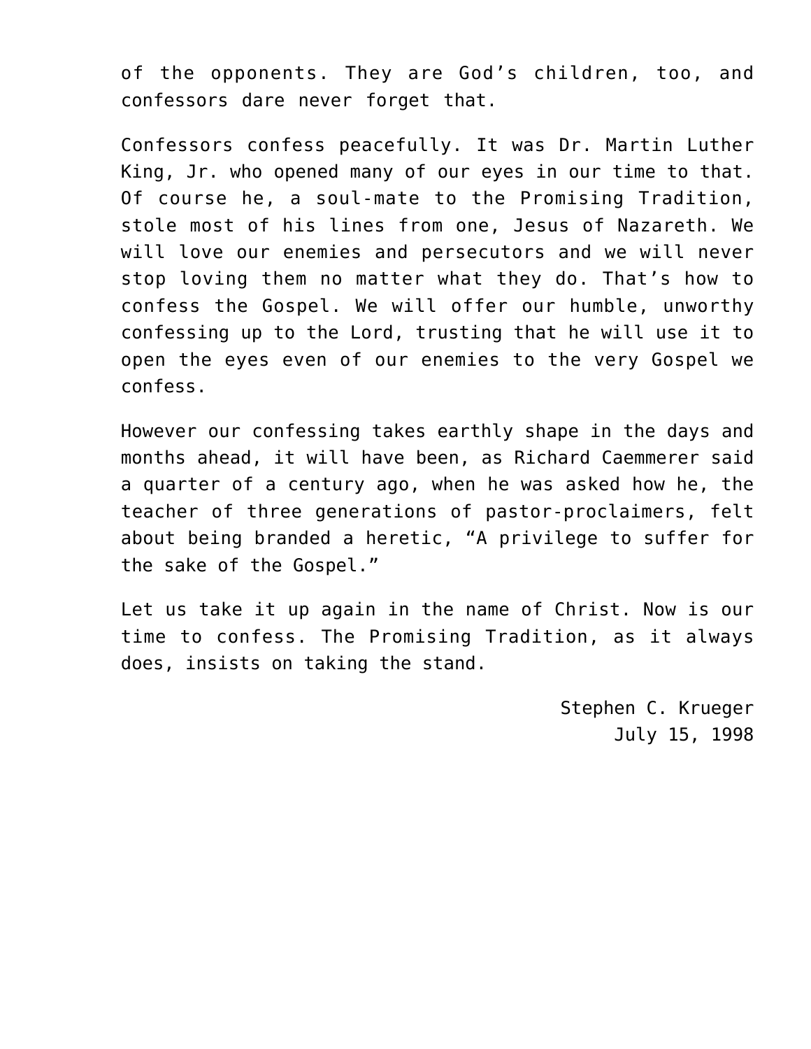of the opponents. They are God's children, too, and confessors dare never forget that.

Confessors confess peacefully. It was Dr. Martin Luther King, Jr. who opened many of our eyes in our time to that. Of course he, a soul-mate to the Promising Tradition, stole most of his lines from one, Jesus of Nazareth. We will love our enemies and persecutors and we will never stop loving them no matter what they do. That's how to confess the Gospel. We will offer our humble, unworthy confessing up to the Lord, trusting that he will use it to open the eyes even of our enemies to the very Gospel we confess.

However our confessing takes earthly shape in the days and months ahead, it will have been, as Richard Caemmerer said a quarter of a century ago, when he was asked how he, the teacher of three generations of pastor-proclaimers, felt about being branded a heretic, "A privilege to suffer for the sake of the Gospel."

Let us take it up again in the name of Christ. Now is our time to confess. The Promising Tradition, as it always does, insists on taking the stand.

Stephen C. Krueger
July 15, 1998